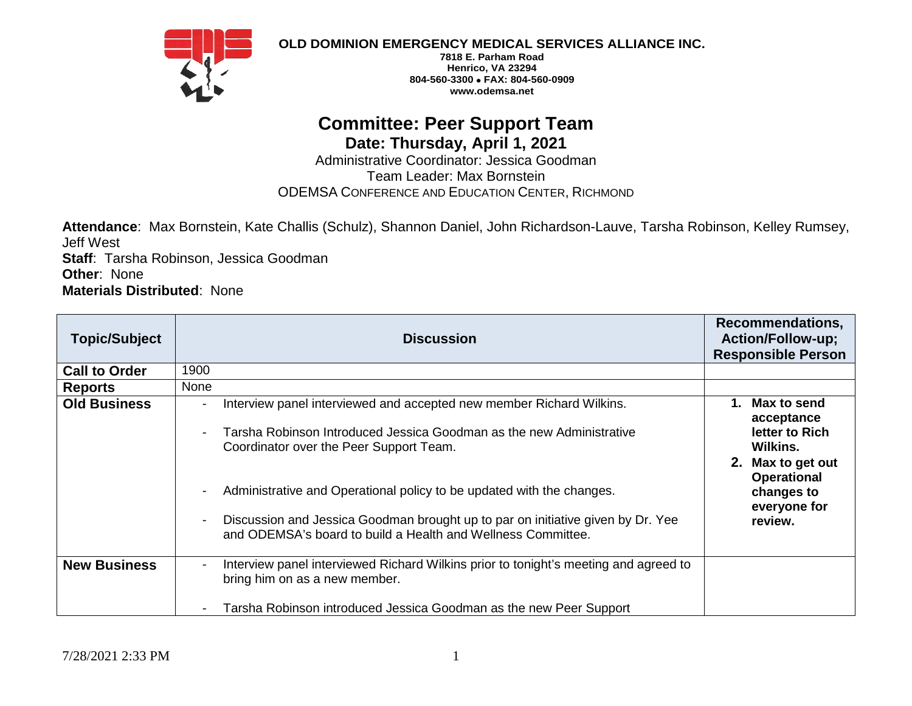**OLD DOMINION EMERGENCY MEDICAL SERVICES ALLIANCE INC.**
**7818 E. Parham Road**
**Henrico, VA 23294**
**804-560-3300 • FAX: 804-560-0909**
**www.odemsa.net**

# Committee: Peer Support Team

## Date: Thursday, April 1, 2021

Administrative Coordinator: Jessica Goodman
Team Leader: Max Bornstein
ODEMSA Conference and Education Center, Richmond

**Attendance**: Max Bornstein, Kate Challis (Schulz), Shannon Daniel, John Richardson-Lauve, Tarsha Robinson, Kelley Rumsey, Jeff West
**Staff**: Tarsha Robinson, Jessica Goodman
**Other**: None
**Materials Distributed**: None

| Topic/Subject | Discussion | Recommendations, Action/Follow-up; Responsible Person |
|---|---|---|
| **Call to Order** | 1900 | |
| **Reports** | None | |
| **Old Business** | - Interview panel interviewed and accepted new member Richard Wilkins.<br><br>- Tarsha Robinson Introduced Jessica Goodman as the new Administrative Coordinator over the Peer Support Team.<br><br>- Administrative and Operational policy to be updated with the changes.<br><br>- Discussion and Jessica Goodman brought up to par on initiative given by Dr. Yee and ODEMSA's board to build a Health and Wellness Committee. | **1. Max to send acceptance letter to Rich Wilkins.**<br>**2. Max to get out Operational changes to everyone for review.** |
| **New Business** | - Interview panel interviewed Richard Wilkins prior to tonight's meeting and agreed to bring him on as a new member.<br><br>- Tarsha Robinson introduced Jessica Goodman as the new Peer Support | |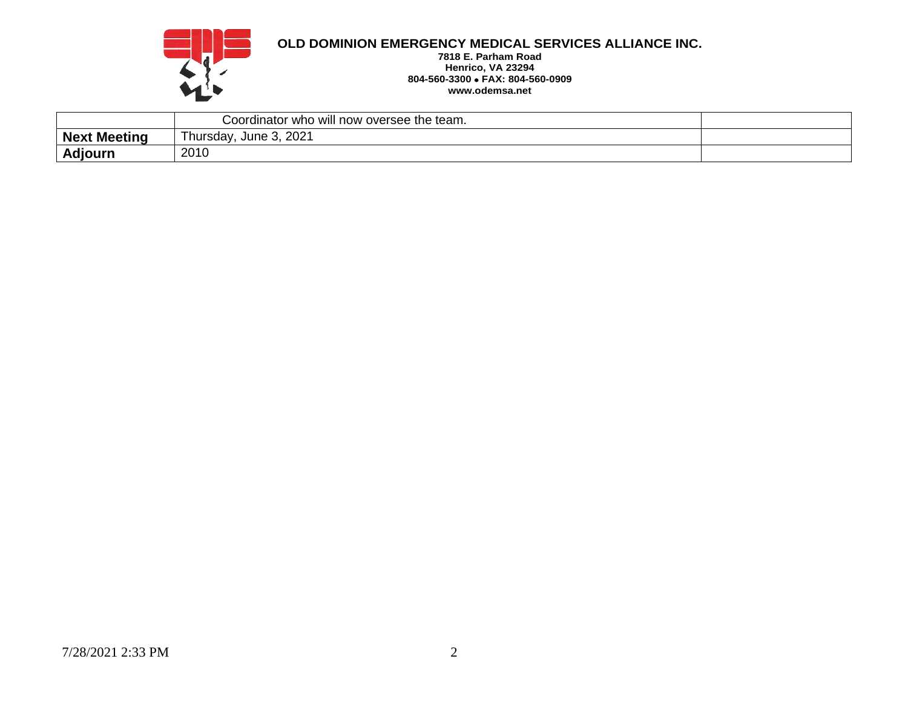**OLD DOMINION EMERGENCY MEDICAL SERVICES ALLIANCE INC.**

**7818 E. Parham Road**
**Henrico, VA 23294**
**804-560-3300 • FAX: 804-560-0909**
**www.odemsa.net**

| | | |
|---|---|---|
| | Coordinator who will now oversee the team. | |
| **Next Meeting** | Thursday, June 3, 2021 | |
| **Adjourn** | 2010 | |

7/28/2021 2:33 PM